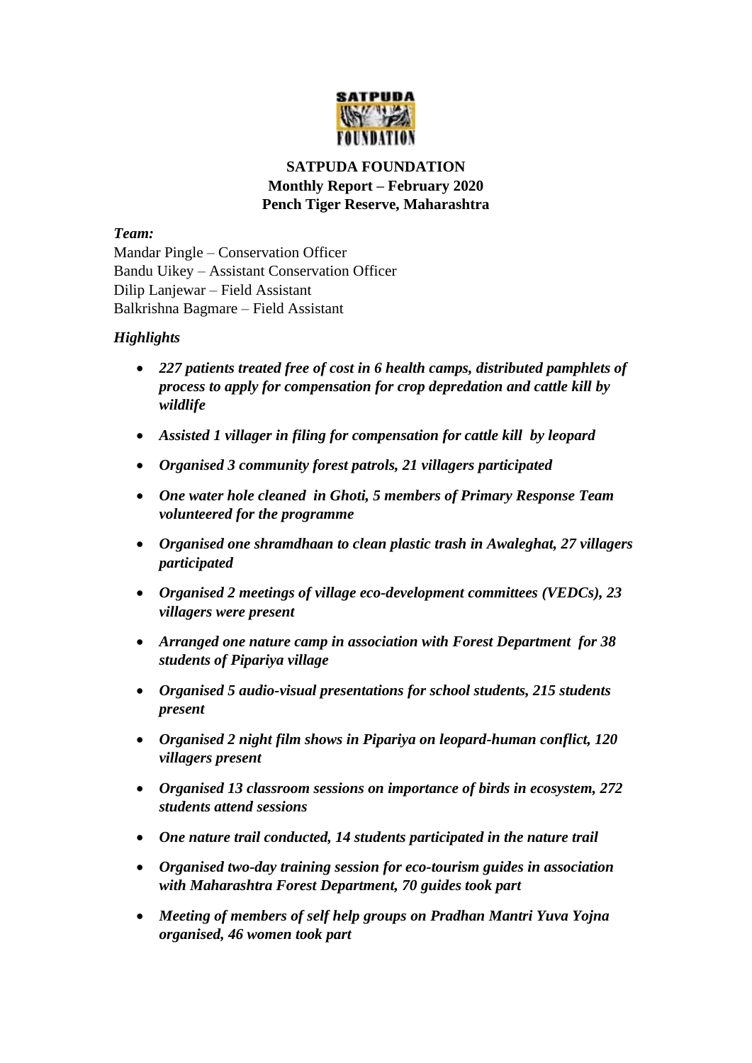**SATPUDA FOUNDATION**
**Monthly Report – February 2020**
**Pench Tiger Reserve, Maharashtra**

***Team:***

Mandar Pingle – Conservation Officer
Bandu Uikey – Assistant Conservation Officer
Dilip Lanjewar – Field Assistant
Balkrishna Bagmare – Field Assistant

***Highlights***

- ***227 patients treated free of cost in 6 health camps, distributed pamphlets of process to apply for compensation for crop depredation and cattle kill by wildlife***
- ***Assisted 1 villager in filing for compensation for cattle kill by leopard***
- ***Organised 3 community forest patrols, 21 villagers participated***
- ***One water hole cleaned in Ghoti, 5 members of Primary Response Team volunteered for the programme***
- ***Organised one shramdhaan to clean plastic trash in Awaleghat, 27 villagers participated***
- ***Organised 2 meetings of village eco-development committees (VEDCs), 23 villagers were present***
- ***Arranged one nature camp in association with Forest Department for 38 students of Pipariya village***
- ***Organised 5 audio-visual presentations for school students, 215 students present***
- ***Organised 2 night film shows in Pipariya on leopard-human conflict, 120 villagers present***
- ***Organised 13 classroom sessions on importance of birds in ecosystem, 272 students attend sessions***
- ***One nature trail conducted, 14 students participated in the nature trail***
- ***Organised two-day training session for eco-tourism guides in association with Maharashtra Forest Department, 70 guides took part***
- ***Meeting of members of self help groups on Pradhan Mantri Yuva Yojna organised, 46 women took part***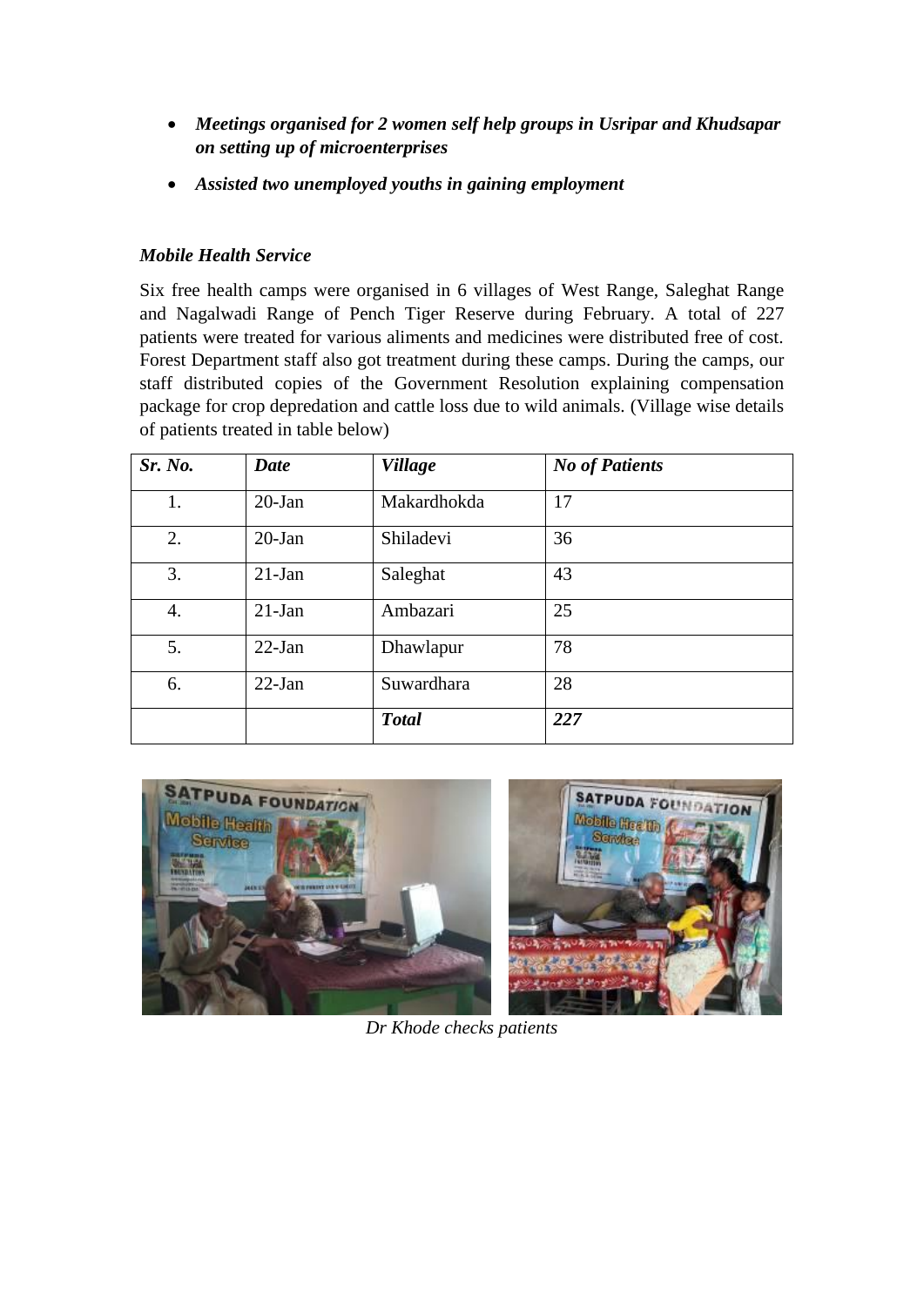- ***Meetings organised for 2 women self help groups in Usripar and Khudsapar on setting up of microenterprises***
- ***Assisted two unemployed youths in gaining employment***

***Mobile Health Service***

Six free health camps were organised in 6 villages of West Range, Saleghat Range and Nagalwadi Range of Pench Tiger Reserve during February. A total of 227 patients were treated for various aliments and medicines were distributed free of cost. Forest Department staff also got treatment during these camps. During the camps, our staff distributed copies of the Government Resolution explaining compensation package for crop depredation and cattle loss due to wild animals. (Village wise details of patients treated in table below)

| *Sr. No.* | *Date* | *Village* | *No of Patients* |
|---|---|---|---|
| 1. | 20-Jan | Makardhokda | 17 |
| 2. | 20-Jan | Shiladevi | 36 |
| 3. | 21-Jan | Saleghat | 43 |
| 4. | 21-Jan | Ambazari | 25 |
| 5. | 22-Jan | Dhawlapur | 78 |
| 6. | 22-Jan | Suwardhara | 28 |
| | | ***Total*** | ***227*** |

*Dr Khode checks patients*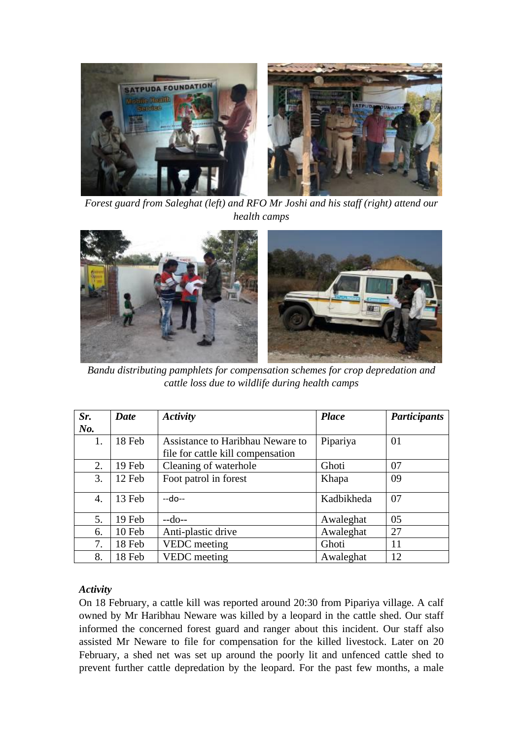*Forest guard from Saleghat (left) and RFO Mr Joshi and his staff (right) attend our health camps*

*Bandu distributing pamphlets for compensation schemes for crop depredation and cattle loss due to wildlife during health camps*

| *Sr. No.* | *Date* | *Activity* | *Place* | *Participants* |
|---|---|---|---|---|
| 1. | 18 Feb | Assistance to Haribhau Neware to file for cattle kill compensation | Pipariya | 01 |
| 2. | 19 Feb | Cleaning of waterhole | Ghoti | 07 |
| 3. | 12 Feb | Foot patrol in forest | Khapa | 09 |
| 4. | 13 Feb | --do-- | Kadbikheda | 07 |
| 5. | 19 Feb | --do-- | Awaleghat | 05 |
| 6. | 10 Feb | Anti-plastic drive | Awaleghat | 27 |
| 7. | 18 Feb | VEDC meeting | Ghoti | 11 |
| 8. | 18 Feb | VEDC meeting | Awaleghat | 12 |

***Activity***

On 18 February, a cattle kill was reported around 20:30 from Pipariya village. A calf owned by Mr Haribhau Neware was killed by a leopard in the cattle shed. Our staff informed the concerned forest guard and ranger about this incident. Our staff also assisted Mr Neware to file for compensation for the killed livestock. Later on 20 February, a shed net was set up around the poorly lit and unfenced cattle shed to prevent further cattle depredation by the leopard. For the past few months, a male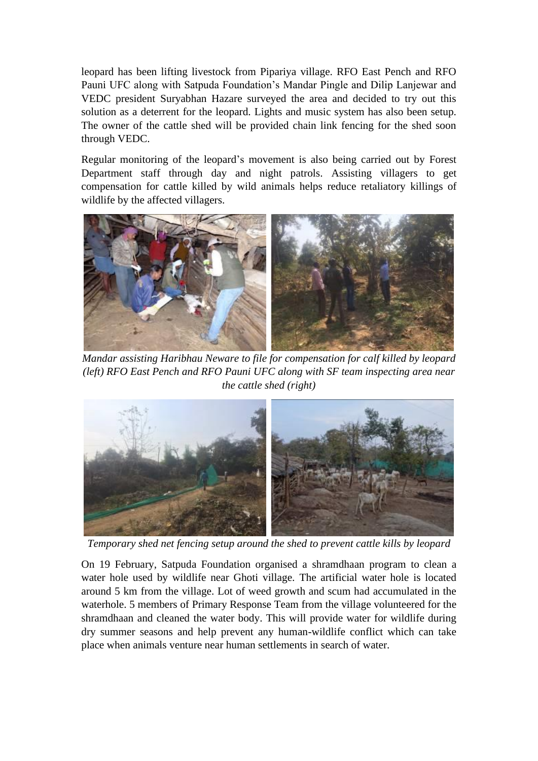leopard has been lifting livestock from Pipariya village. RFO East Pench and RFO Pauni UFC along with Satpuda Foundation's Mandar Pingle and Dilip Lanjewar and VEDC president Suryabhan Hazare surveyed the area and decided to try out this solution as a deterrent for the leopard. Lights and music system has also been setup. The owner of the cattle shed will be provided chain link fencing for the shed soon through VEDC.

Regular monitoring of the leopard's movement is also being carried out by Forest Department staff through day and night patrols. Assisting villagers to get compensation for cattle killed by wild animals helps reduce retaliatory killings of wildlife by the affected villagers.

*Mandar assisting Haribhau Neware to file for compensation for calf killed by leopard (left) RFO East Pench and RFO Pauni UFC along with SF team inspecting area near the cattle shed (right)*

*Temporary shed net fencing setup around the shed to prevent cattle kills by leopard*

On 19 February, Satpuda Foundation organised a shramdhaan program to clean a water hole used by wildlife near Ghoti village. The artificial water hole is located around 5 km from the village. Lot of weed growth and scum had accumulated in the waterhole. 5 members of Primary Response Team from the village volunteered for the shramdhaan and cleaned the water body. This will provide water for wildlife during dry summer seasons and help prevent any human-wildlife conflict which can take place when animals venture near human settlements in search of water.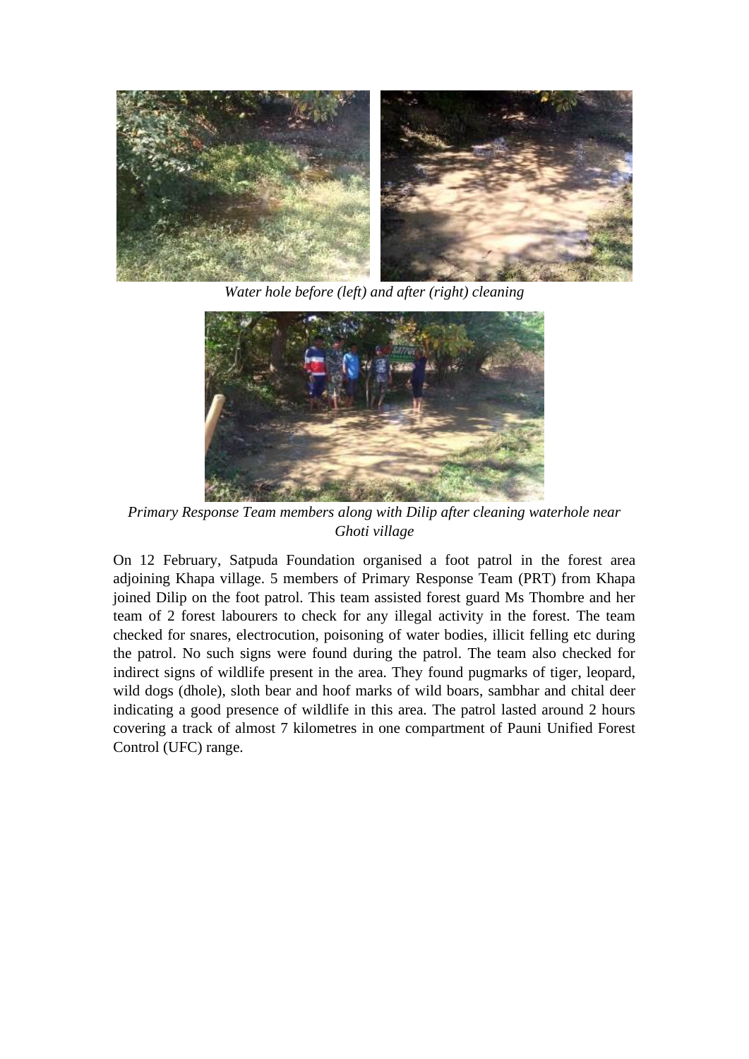*Water hole before (left) and after (right) cleaning*

*Primary Response Team members along with Dilip after cleaning waterhole near Ghoti village*

On 12 February, Satpuda Foundation organised a foot patrol in the forest area adjoining Khapa village. 5 members of Primary Response Team (PRT) from Khapa joined Dilip on the foot patrol. This team assisted forest guard Ms Thombre and her team of 2 forest labourers to check for any illegal activity in the forest. The team checked for snares, electrocution, poisoning of water bodies, illicit felling etc during the patrol. No such signs were found during the patrol. The team also checked for indirect signs of wildlife present in the area. They found pugmarks of tiger, leopard, wild dogs (dhole), sloth bear and hoof marks of wild boars, sambhar and chital deer indicating a good presence of wildlife in this area. The patrol lasted around 2 hours covering a track of almost 7 kilometres in one compartment of Pauni Unified Forest Control (UFC) range.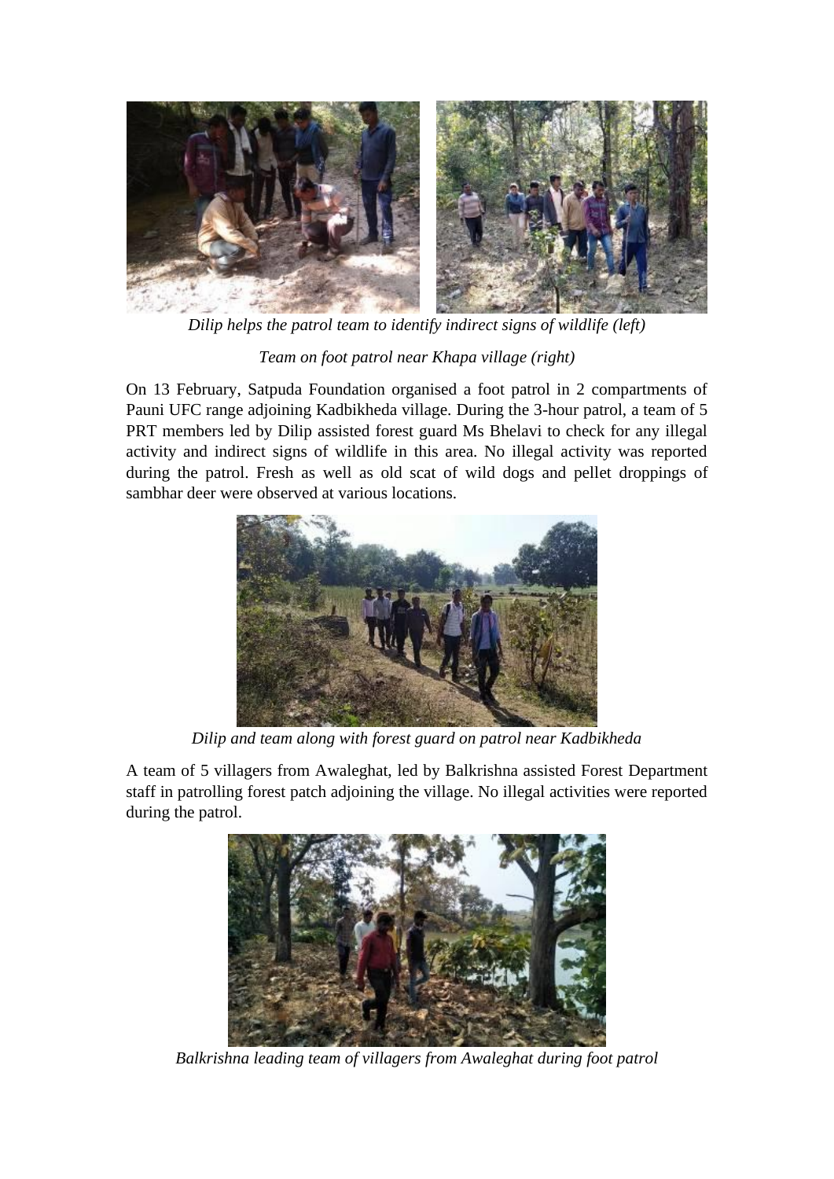*Dilip helps the patrol team to identify indirect signs of wildlife (left)*

*Team on foot patrol near Khapa village (right)*

On 13 February, Satpuda Foundation organised a foot patrol in 2 compartments of Pauni UFC range adjoining Kadbikheda village. During the 3-hour patrol, a team of 5 PRT members led by Dilip assisted forest guard Ms Bhelavi to check for any illegal activity and indirect signs of wildlife in this area. No illegal activity was reported during the patrol. Fresh as well as old scat of wild dogs and pellet droppings of sambhar deer were observed at various locations.

*Dilip and team along with forest guard on patrol near Kadbikheda*

A team of 5 villagers from Awaleghat, led by Balkrishna assisted Forest Department staff in patrolling forest patch adjoining the village. No illegal activities were reported during the patrol.

*Balkrishna leading team of villagers from Awaleghat during foot patrol*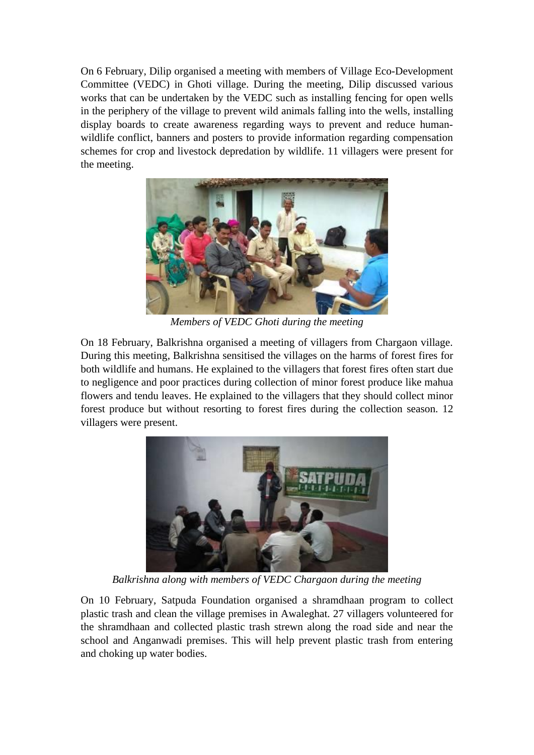On 6 February, Dilip organised a meeting with members of Village Eco-Development Committee (VEDC) in Ghoti village. During the meeting, Dilip discussed various works that can be undertaken by the VEDC such as installing fencing for open wells in the periphery of the village to prevent wild animals falling into the wells, installing display boards to create awareness regarding ways to prevent and reduce human-wildlife conflict, banners and posters to provide information regarding compensation schemes for crop and livestock depredation by wildlife. 11 villagers were present for the meeting.

*Members of VEDC Ghoti during the meeting*

On 18 February, Balkrishna organised a meeting of villagers from Chargaon village. During this meeting, Balkrishna sensitised the villages on the harms of forest fires for both wildlife and humans. He explained to the villagers that forest fires often start due to negligence and poor practices during collection of minor forest produce like mahua flowers and tendu leaves. He explained to the villagers that they should collect minor forest produce but without resorting to forest fires during the collection season. 12 villagers were present.

*Balkrishna along with members of VEDC Chargaon during the meeting*

On 10 February, Satpuda Foundation organised a shramdhaan program to collect plastic trash and clean the village premises in Awaleghat. 27 villagers volunteered for the shramdhaan and collected plastic trash strewn along the road side and near the school and Anganwadi premises. This will help prevent plastic trash from entering and choking up water bodies.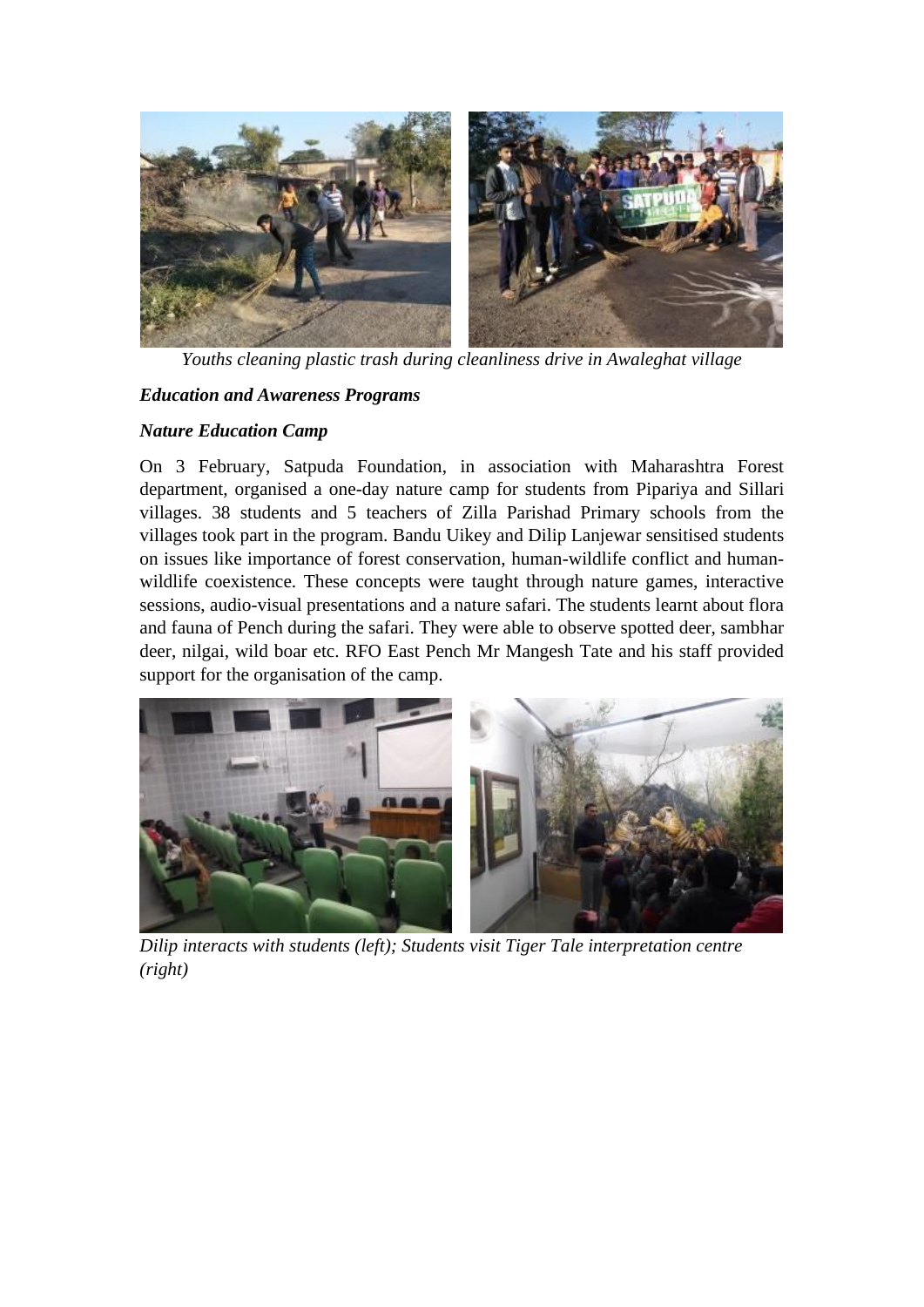*Youths cleaning plastic trash during cleanliness drive in Awaleghat village*

***Education and Awareness Programs***

***Nature Education Camp***

On 3 February, Satpuda Foundation, in association with Maharashtra Forest department, organised a one-day nature camp for students from Pipariya and Sillari villages. 38 students and 5 teachers of Zilla Parishad Primary schools from the villages took part in the program. Bandu Uikey and Dilip Lanjewar sensitised students on issues like importance of forest conservation, human-wildlife conflict and human-wildlife coexistence. These concepts were taught through nature games, interactive sessions, audio-visual presentations and a nature safari. The students learnt about flora and fauna of Pench during the safari. They were able to observe spotted deer, sambhar deer, nilgai, wild boar etc. RFO East Pench Mr Mangesh Tate and his staff provided support for the organisation of the camp.

*Dilip interacts with students (left); Students visit Tiger Tale interpretation centre (right)*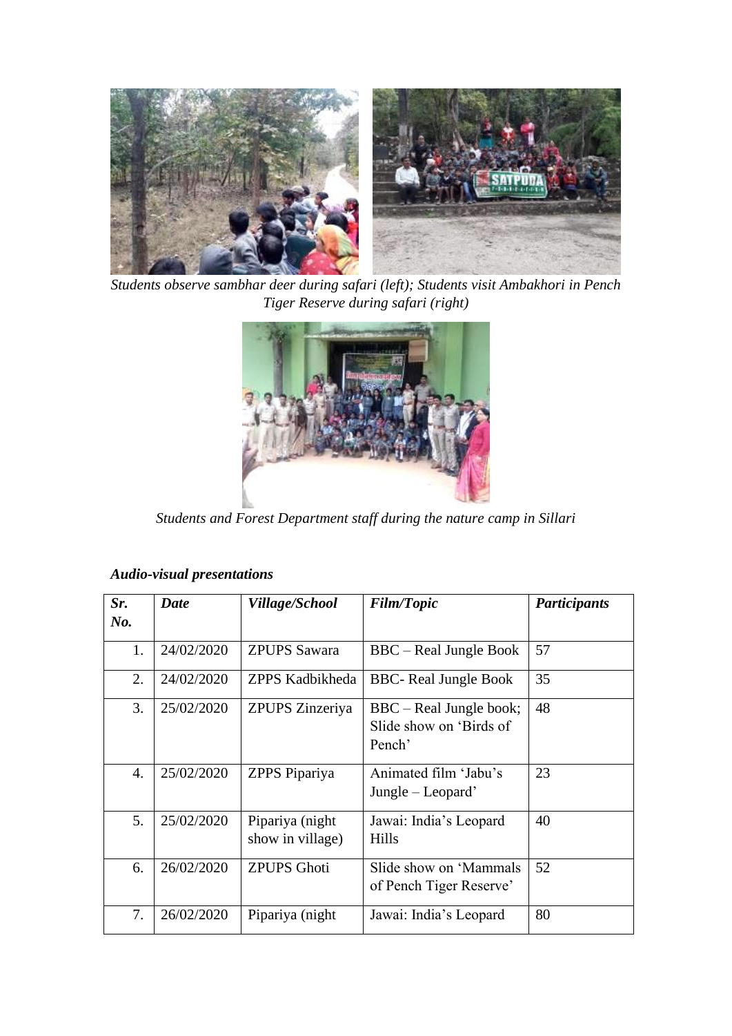*Students observe sambhar deer during safari (left); Students visit Ambakhori in Pench Tiger Reserve during safari (right)*

*Students and Forest Department staff during the nature camp in Sillari*

### *Audio-visual presentations*

| *Sr. No.* | *Date* | *Village/School* | *Film/Topic* | *Participants* |
|---|---|---|---|---|
| 1. | 24/02/2020 | ZPUPS Sawara | BBC – Real Jungle Book | 57 |
| 2. | 24/02/2020 | ZPPS Kadbikheda | BBC- Real Jungle Book | 35 |
| 3. | 25/02/2020 | ZPUPS Zinzeriya | BBC – Real Jungle book; Slide show on 'Birds of Pench' | 48 |
| 4. | 25/02/2020 | ZPPS Pipariya | Animated film 'Jabu's Jungle – Leopard' | 23 |
| 5. | 25/02/2020 | Pipariya (night show in village) | Jawai: India's Leopard Hills | 40 |
| 6. | 26/02/2020 | ZPUPS Ghoti | Slide show on 'Mammals of Pench Tiger Reserve' | 52 |
| 7. | 26/02/2020 | Pipariya (night | Jawai: India's Leopard | 80 |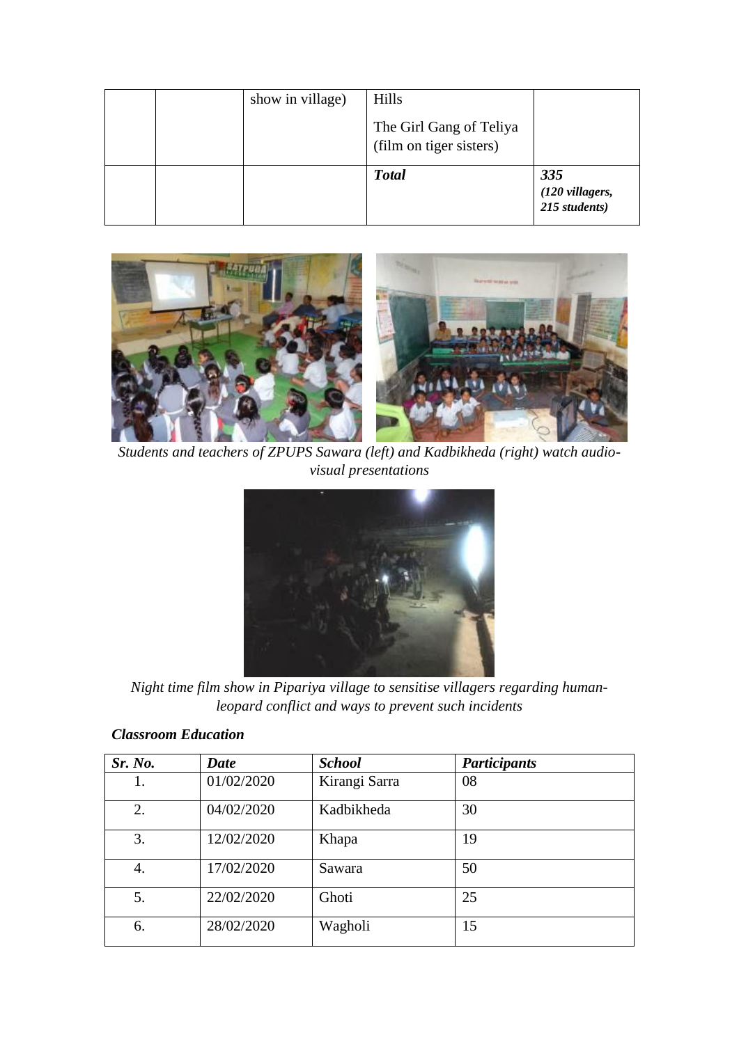|  |  | show in village) | Hills<br>The Girl Gang of Teliya (film on tiger sisters) |  |
|---|---|---|---|---|
|  |  |  | ***Total*** | ***335 (120 villagers, 215 students)*** |

*Students and teachers of ZPUPS Sawara (left) and Kadbikheda (right) watch audio-visual presentations*

*Night time film show in Pipariya village to sensitise villagers regarding human-leopard conflict and ways to prevent such incidents*

***Classroom Education***

| *Sr. No.* | *Date* | *School* | *Participants* |
|---|---|---|---|
| 1. | 01/02/2020 | Kirangi Sarra | 08 |
| 2. | 04/02/2020 | Kadbikheda | 30 |
| 3. | 12/02/2020 | Khapa | 19 |
| 4. | 17/02/2020 | Sawara | 50 |
| 5. | 22/02/2020 | Ghoti | 25 |
| 6. | 28/02/2020 | Wagholi | 15 |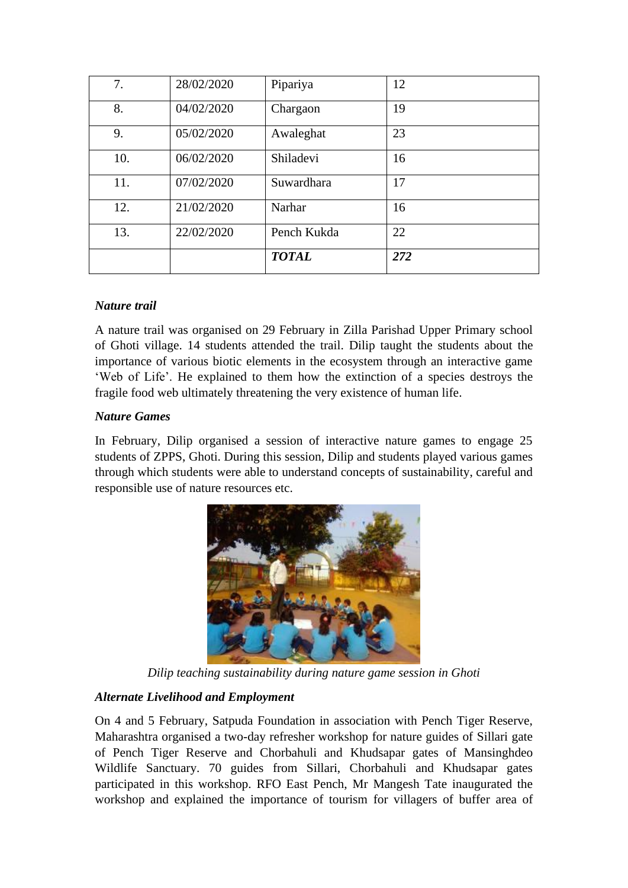| 7. | 28/02/2020 | Pipariya | 12 |
|---|---|---|---|
| 8. | 04/02/2020 | Chargaon | 19 |
| 9. | 05/02/2020 | Awaleghat | 23 |
| 10. | 06/02/2020 | Shiladevi | 16 |
| 11. | 07/02/2020 | Suwardhara | 17 |
| 12. | 21/02/2020 | Narhar | 16 |
| 13. | 22/02/2020 | Pench Kukda | 22 |
| | | ***TOTAL*** | ***272*** |

***Nature trail***

A nature trail was organised on 29 February in Zilla Parishad Upper Primary school of Ghoti village. 14 students attended the trail. Dilip taught the students about the importance of various biotic elements in the ecosystem through an interactive game 'Web of Life'. He explained to them how the extinction of a species destroys the fragile food web ultimately threatening the very existence of human life.

***Nature Games***

In February, Dilip organised a session of interactive nature games to engage 25 students of ZPPS, Ghoti. During this session, Dilip and students played various games through which students were able to understand concepts of sustainability, careful and responsible use of nature resources etc.

*Dilip teaching sustainability during nature game session in Ghoti*

***Alternate Livelihood and Employment***

On 4 and 5 February, Satpuda Foundation in association with Pench Tiger Reserve, Maharashtra organised a two-day refresher workshop for nature guides of Sillari gate of Pench Tiger Reserve and Chorbahuli and Khudsapar gates of Mansinghdeo Wildlife Sanctuary. 70 guides from Sillari, Chorbahuli and Khudsapar gates participated in this workshop. RFO East Pench, Mr Mangesh Tate inaugurated the workshop and explained the importance of tourism for villagers of buffer area of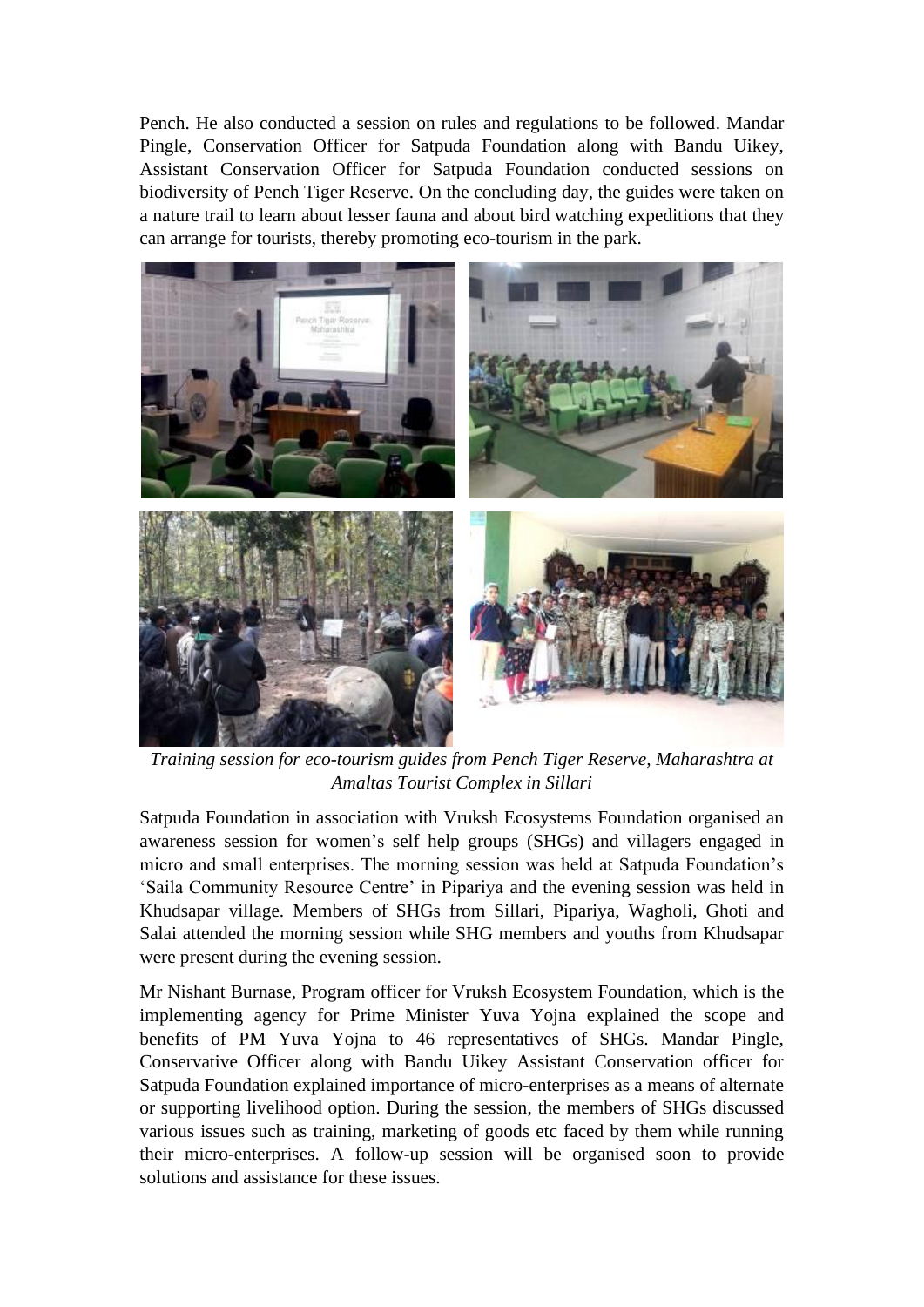Pench. He also conducted a session on rules and regulations to be followed. Mandar Pingle, Conservation Officer for Satpuda Foundation along with Bandu Uikey, Assistant Conservation Officer for Satpuda Foundation conducted sessions on biodiversity of Pench Tiger Reserve. On the concluding day, the guides were taken on a nature trail to learn about lesser fauna and about bird watching expeditions that they can arrange for tourists, thereby promoting eco-tourism in the park.

*Training session for eco-tourism guides from Pench Tiger Reserve, Maharashtra at Amaltas Tourist Complex in Sillari*

Satpuda Foundation in association with Vruksh Ecosystems Foundation organised an awareness session for women's self help groups (SHGs) and villagers engaged in micro and small enterprises. The morning session was held at Satpuda Foundation's 'Saila Community Resource Centre' in Pipariya and the evening session was held in Khudsapar village. Members of SHGs from Sillari, Pipariya, Wagholi, Ghoti and Salai attended the morning session while SHG members and youths from Khudsapar were present during the evening session.

Mr Nishant Burnase, Program officer for Vruksh Ecosystem Foundation, which is the implementing agency for Prime Minister Yuva Yojna explained the scope and benefits of PM Yuva Yojna to 46 representatives of SHGs. Mandar Pingle, Conservative Officer along with Bandu Uikey Assistant Conservation officer for Satpuda Foundation explained importance of micro-enterprises as a means of alternate or supporting livelihood option. During the session, the members of SHGs discussed various issues such as training, marketing of goods etc faced by them while running their micro-enterprises. A follow-up session will be organised soon to provide solutions and assistance for these issues.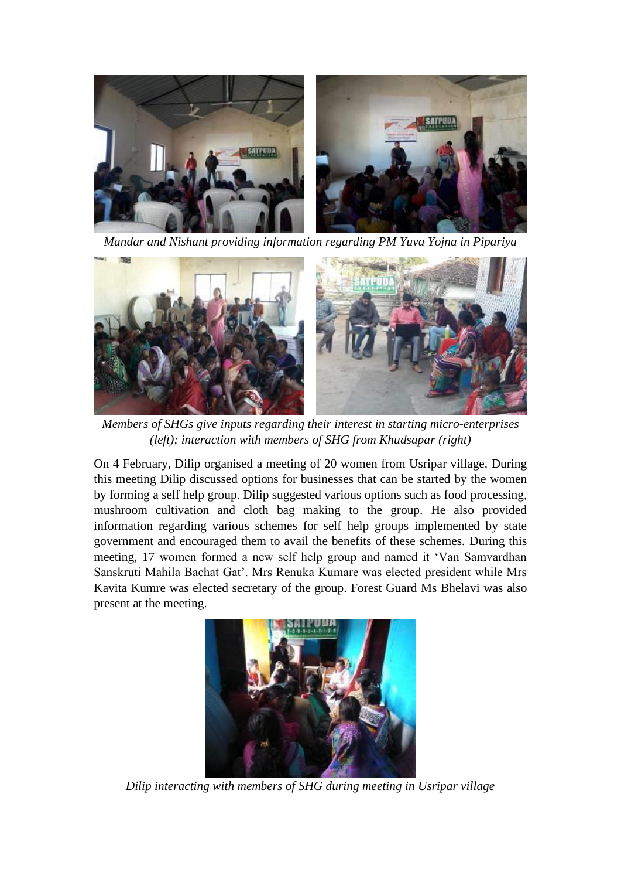*Mandar and Nishant providing information regarding PM Yuva Yojna in Pipariya*

*Members of SHGs give inputs regarding their interest in starting micro-enterprises (left); interaction with members of SHG from Khudsapar (right)*

On 4 February, Dilip organised a meeting of 20 women from Usripar village. During this meeting Dilip discussed options for businesses that can be started by the women by forming a self help group. Dilip suggested various options such as food processing, mushroom cultivation and cloth bag making to the group. He also provided information regarding various schemes for self help groups implemented by state government and encouraged them to avail the benefits of these schemes. During this meeting, 17 women formed a new self help group and named it 'Van Samvardhan Sanskruti Mahila Bachat Gat'. Mrs Renuka Kumare was elected president while Mrs Kavita Kumre was elected secretary of the group. Forest Guard Ms Bhelavi was also present at the meeting.

*Dilip interacting with members of SHG during meeting in Usripar village*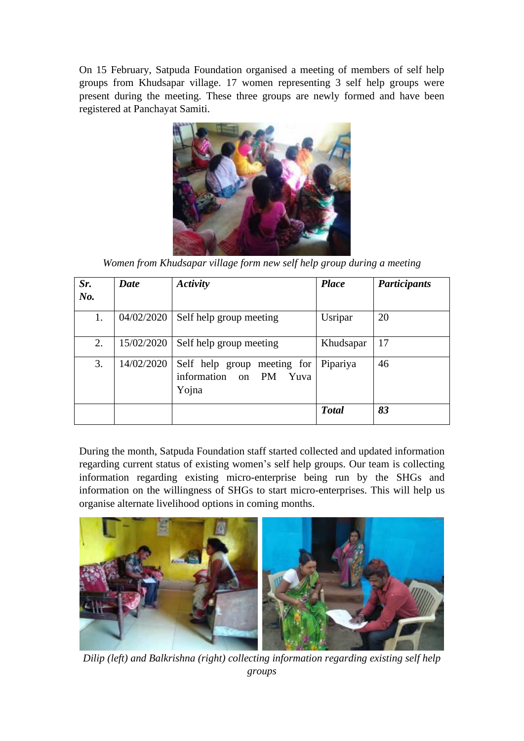On 15 February, Satpuda Foundation organised a meeting of members of self help groups from Khudsapar village. 17 women representing 3 self help groups were present during the meeting. These three groups are newly formed and have been registered at Panchayat Samiti.

*Women from Khudsapar village form new self help group during a meeting*

| ***Sr. No.*** | ***Date*** | ***Activity*** | ***Place*** | ***Participants*** |
|---|---|---|---|---|
| 1. | 04/02/2020 | Self help group meeting | Usripar | 20 |
| 2. | 15/02/2020 | Self help group meeting | Khudsapar | 17 |
| 3. | 14/02/2020 | Self help group meeting for information on PM Yuva Yojna | Pipariya | 46 |
| | | | ***Total*** | ***83*** |

During the month, Satpuda Foundation staff started collected and updated information regarding current status of existing women's self help groups. Our team is collecting information regarding existing micro-enterprise being run by the SHGs and information on the willingness of SHGs to start micro-enterprises. This will help us organise alternate livelihood options in coming months.

*Dilip (left) and Balkrishna (right) collecting information regarding existing self help groups*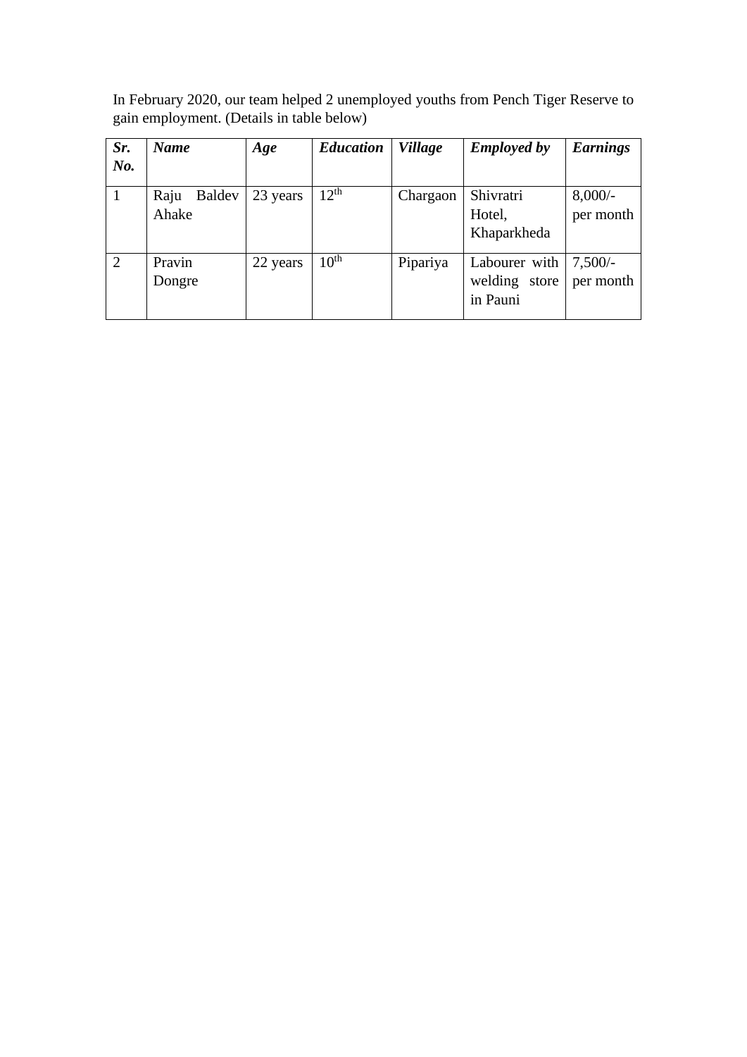In February 2020, our team helped 2 unemployed youths from Pench Tiger Reserve to gain employment. (Details in table below)

| ***Sr. No.*** | ***Name*** | ***Age*** | ***Education*** | ***Village*** | ***Employed by*** | ***Earnings*** |
|---|---|---|---|---|---|---|
| 1 | Raju Baldev Ahake | 23 years | $12^{th}$ | Chargaon | Shivratri Hotel, Khaparkheda | 8,000/- per month |
| 2 | Pravin Dongre | 22 years | $10^{th}$ | Pipariya | Labourer with welding store in Pauni | 7,500/- per month |